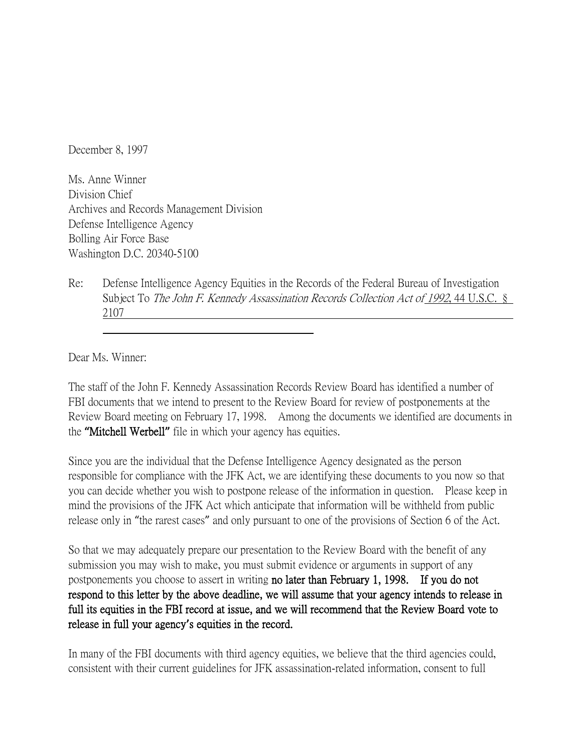December 8, 1997

Ms. Anne Winner
Division Chief
Archives and Records Management Division
Defense Intelligence Agency
Bolling Air Force Base
Washington D.C. 20340-5100

Re: Defense Intelligence Agency Equities in the Records of the Federal Bureau of Investigation Subject To *The John F. Kennedy Assassination Records Collection Act of 1992*, 44 U.S.C. § 2107

Dear Ms. Winner:

The staff of the John F. Kennedy Assassination Records Review Board has identified a number of FBI documents that we intend to present to the Review Board for review of postponements at the Review Board meeting on February 17, 1998. Among the documents we identified are documents in the **"Mitchell Werbell"** file in which your agency has equities.

Since you are the individual that the Defense Intelligence Agency designated as the person responsible for compliance with the JFK Act, we are identifying these documents to you now so that you can decide whether you wish to postpone release of the information in question. Please keep in mind the provisions of the JFK Act which anticipate that information will be withheld from public release only in "the rarest cases" and only pursuant to one of the provisions of Section 6 of the Act.

So that we may adequately prepare our presentation to the Review Board with the benefit of any submission you may wish to make, you must submit evidence or arguments in support of any postponements you choose to assert in writing **no later than February 1, 1998. If you do not respond to this letter by the above deadline, we will assume that your agency intends to release in full its equities in the FBI record at issue, and we will recommend that the Review Board vote to release in full your agency's equities in the record.**

In many of the FBI documents with third agency equities, we believe that the third agencies could, consistent with their current guidelines for JFK assassination-related information, consent to full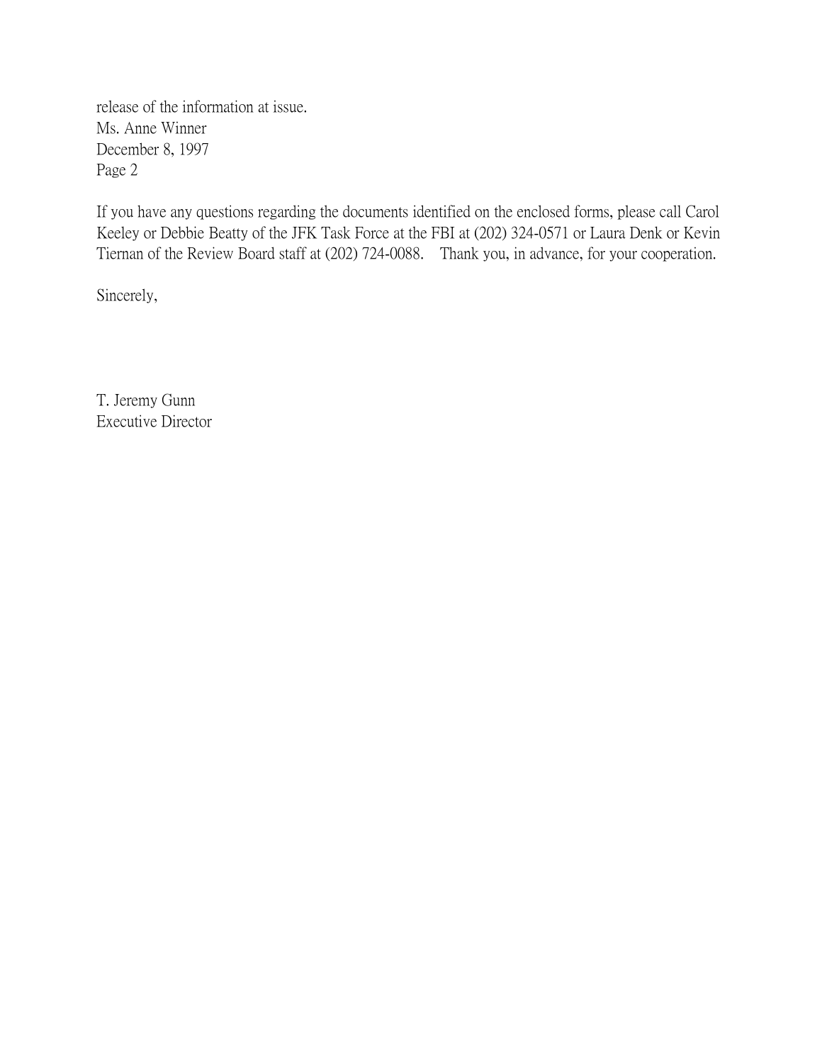release of the information at issue.

Ms. Anne Winner
December 8, 1997
Page 2

If you have any questions regarding the documents identified on the enclosed forms, please call Carol Keeley or Debbie Beatty of the JFK Task Force at the FBI at (202) 324-0571 or Laura Denk or Kevin Tiernan of the Review Board staff at (202) 724-0088. Thank you, in advance, for your cooperation.

Sincerely,

T. Jeremy Gunn
Executive Director